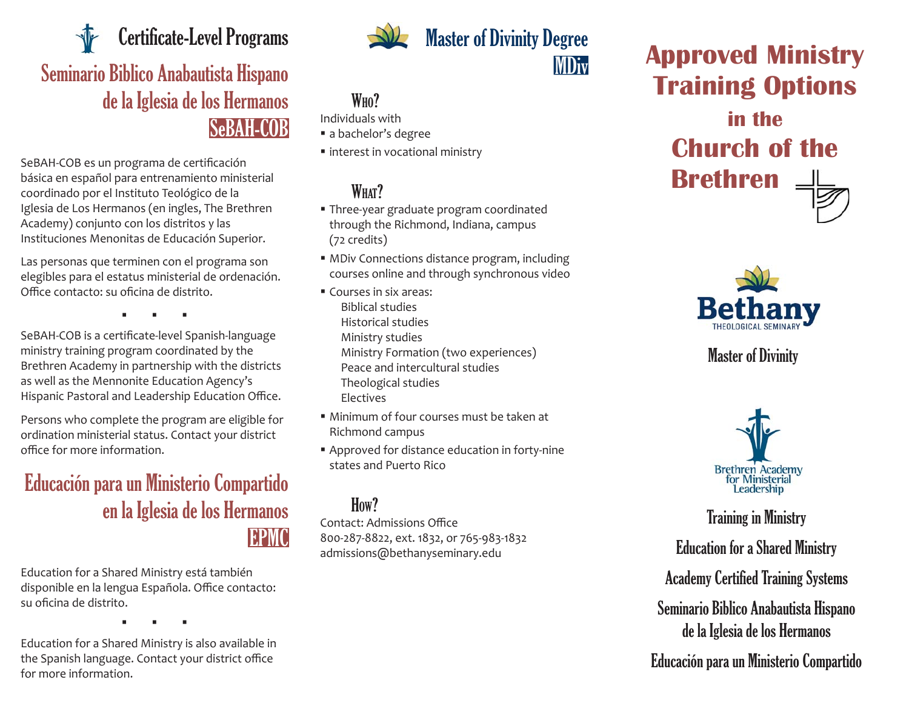# Certificate-Level Programs

## Seminario Biblico Anabautista Hispano de la Iglesia de los Hermanos

### SeBAH-COB

SeBAH-COB es un programa de certificación básica en español para entrenamiento ministerial coordinado por el Instituto Teológico de la Iglesia de Los Hermanos (en ingles, The Brethren Academy) conjunto con los distritos y las Instituciones Menonitas de Educación Superior.

Las personas que terminen con el programa son elegibles para el estatus ministerial de ordenación. Office contacto: su oficina de distrito.

▪ ▪ ▪

SeBAH-COB is a certificate-level Spanish-language ministry training program coordinated by the Brethren Academy in partnership with the districts as well as the Mennonite Education Agency's Hispanic Pastoral and Leadership Education Office.

Persons who complete the program are eligible for ordination ministerial status. Contact your district office for more information.

## Educación para un Ministerio Compartido en la Iglesia de los Hermanos

### EPMC

Education for a Shared Ministry está también disponible en la lengua Española. Office contacto: su oficina de distrito.

▪ ▪ ▪

Education for a Shared Ministry is also available in the Spanish language. Contact your district office for more information.

# Master of Divinity Degree

### MDiv

#### Who?

Individuals with

- a bachelor's degree
- interest in vocational ministry

#### What?

- Three-year graduate program coordinated through the Richmond, Indiana, campus (72 credits)
- MDiv Connections distance program, including courses online and through synchronous video
- Courses in six areas:
  - Biblical studies
  - Historical studies
  - Ministry studies
  - Ministry Formation (two experiences)
  - Peace and intercultural studies
  - Theological studies
  - Electives
- Minimum of four courses must be taken at Richmond campus
- Approved for distance education in forty-nine states and Puerto Rico

#### How?

Contact: Admissions Office
800-287-8822, ext. 1832, or 765-983-1832
admissions@bethanyseminary.edu

# Approved Ministry Training Options in the Church of the Brethren

Bethany Theological Seminary

Master of Divinity

Brethren Academy for Ministerial Leadership

Training in Ministry

Education for a Shared Ministry

Academy Certified Training Systems

Seminario Biblico Anabautista Hispano de la Iglesia de los Hermanos

Educación para un Ministerio Compartido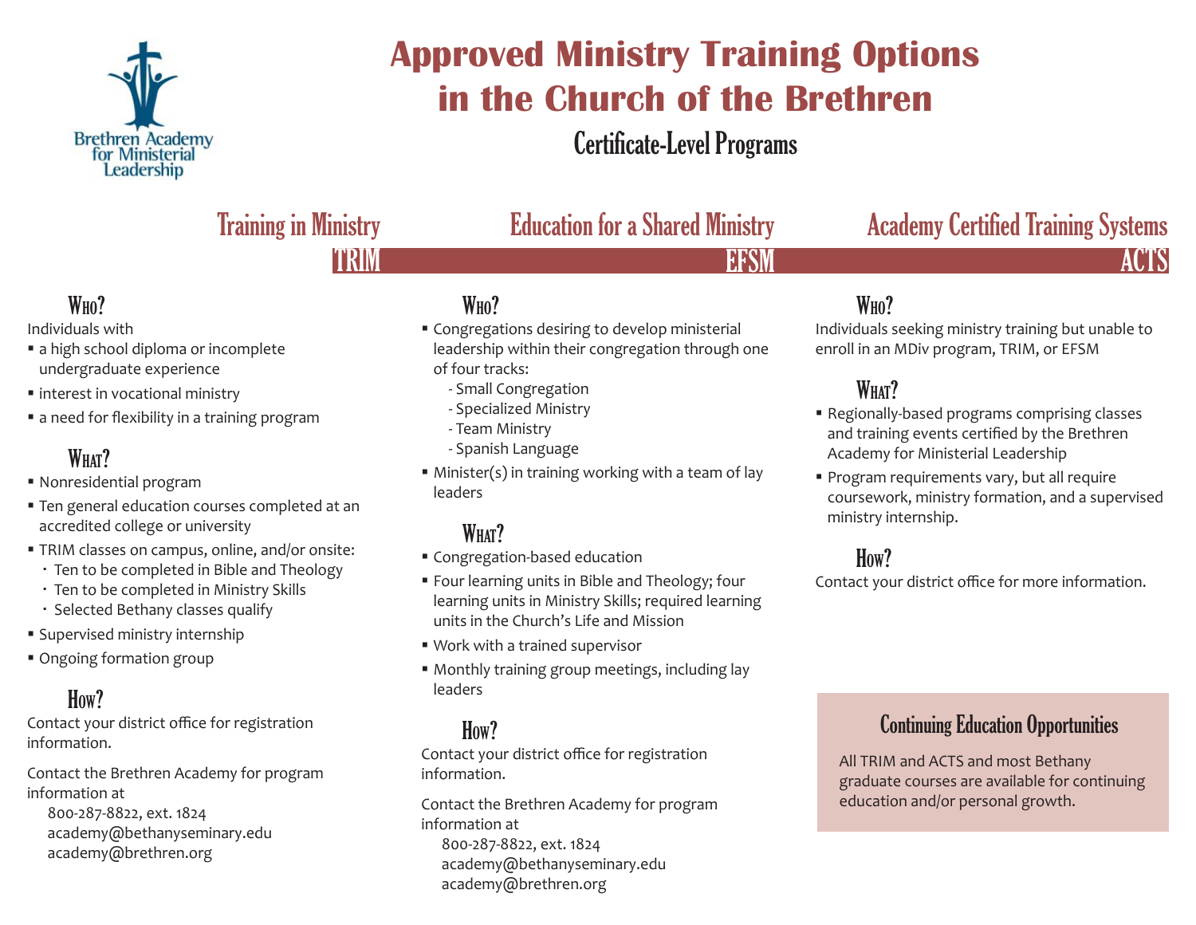Brethren Academy for Ministerial Leadership

# Approved Ministry Training Options in the Church of the Brethren

## Certificate-Level Programs

## Training in Ministry — TRIM

### Who?

Individuals with

- a high school diploma or incomplete undergraduate experience
- interest in vocational ministry
- a need for flexibility in a training program

### What?

- Nonresidential program
- Ten general education courses completed at an accredited college or university
- TRIM classes on campus, online, and/or onsite:
  - Ten to be completed in Bible and Theology
  - Ten to be completed in Ministry Skills
  - Selected Bethany classes qualify
- Supervised ministry internship
- Ongoing formation group

### How?

Contact your district office for registration information.

Contact the Brethren Academy for program information at

800-287-8822, ext. 1824
academy@bethanyseminary.edu
academy@brethren.org

## Education for a Shared Ministry — EFSM

### Who?

- Congregations desiring to develop ministerial leadership within their congregation through one of four tracks:
  - Small Congregation
  - Specialized Ministry
  - Team Ministry
  - Spanish Language
- Minister(s) in training working with a team of lay leaders

### What?

- Congregation-based education
- Four learning units in Bible and Theology; four learning units in Ministry Skills; required learning units in the Church's Life and Mission
- Work with a trained supervisor
- Monthly training group meetings, including lay leaders

### How?

Contact your district office for registration information.

Contact the Brethren Academy for program information at

800-287-8822, ext. 1824
academy@bethanyseminary.edu
academy@brethren.org

## Academy Certified Training Systems — ACTS

### Who?

Individuals seeking ministry training but unable to enroll in an MDiv program, TRIM, or EFSM

### What?

- Regionally-based programs comprising classes and training events certified by the Brethren Academy for Ministerial Leadership
- Program requirements vary, but all require coursework, ministry formation, and a supervised ministry internship.

### How?

Contact your district office for more information.

## Continuing Education Opportunities

All TRIM and ACTS and most Bethany graduate courses are available for continuing education and/or personal growth.